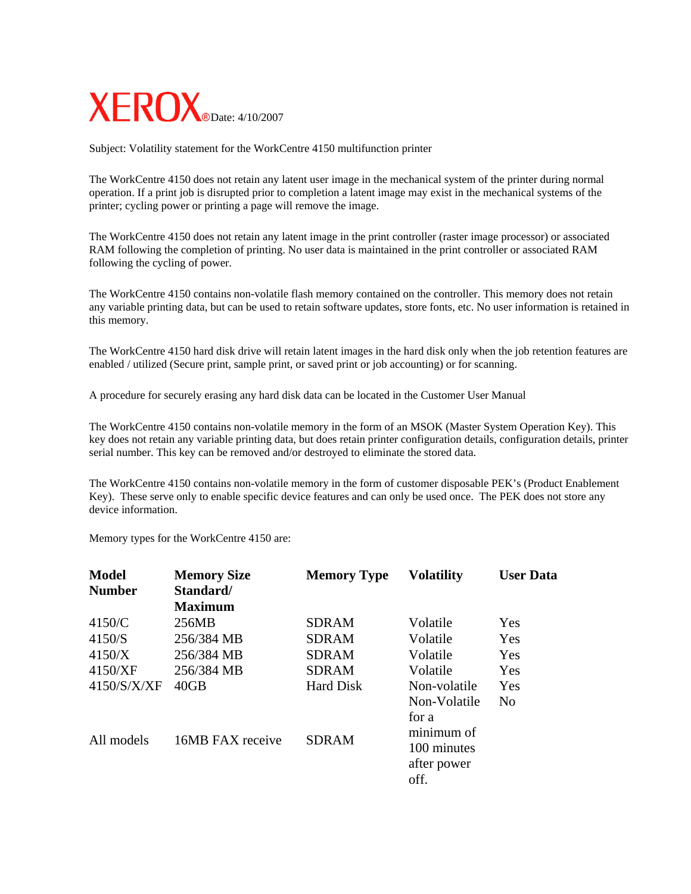XEROX® Date: 4/10/2007

Subject: Volatility statement for the WorkCentre 4150 multifunction printer

The WorkCentre 4150 does not retain any latent user image in the mechanical system of the printer during normal operation. If a print job is disrupted prior to completion a latent image may exist in the mechanical systems of the printer; cycling power or printing a page will remove the image.

The WorkCentre 4150 does not retain any latent image in the print controller (raster image processor) or associated RAM following the completion of printing. No user data is maintained in the print controller or associated RAM following the cycling of power.

The WorkCentre 4150 contains non-volatile flash memory contained on the controller. This memory does not retain any variable printing data, but can be used to retain software updates, store fonts, etc. No user information is retained in this memory.

The WorkCentre 4150 hard disk drive will retain latent images in the hard disk only when the job retention features are enabled / utilized (Secure print, sample print, or saved print or job accounting) or for scanning.

A procedure for securely erasing any hard disk data can be located in the Customer User Manual

The WorkCentre 4150 contains non-volatile memory in the form of an MSOK (Master System Operation Key). This key does not retain any variable printing data, but does retain printer configuration details, configuration details, printer serial number. This key can be removed and/or destroyed to eliminate the stored data.

The WorkCentre 4150 contains non-volatile memory in the form of customer disposable PEK's (Product Enablement Key). These serve only to enable specific device features and can only be used once. The PEK does not store any device information.

Memory types for the WorkCentre 4150 are:

| Model Number | Memory Size Standard/ Maximum | Memory Type | Volatility | User Data |
|---|---|---|---|---|
| 4150/C | 256MB | SDRAM | Volatile | Yes |
| 4150/S | 256/384 MB | SDRAM | Volatile | Yes |
| 4150/X | 256/384 MB | SDRAM | Volatile | Yes |
| 4150/XF | 256/384 MB | SDRAM | Volatile | Yes |
| 4150/S/X/XF | 40GB | Hard Disk | Non-volatile | Yes |
| All models | 16MB FAX receive | SDRAM | Non-Volatile for a minimum of 100 minutes after power off. | No |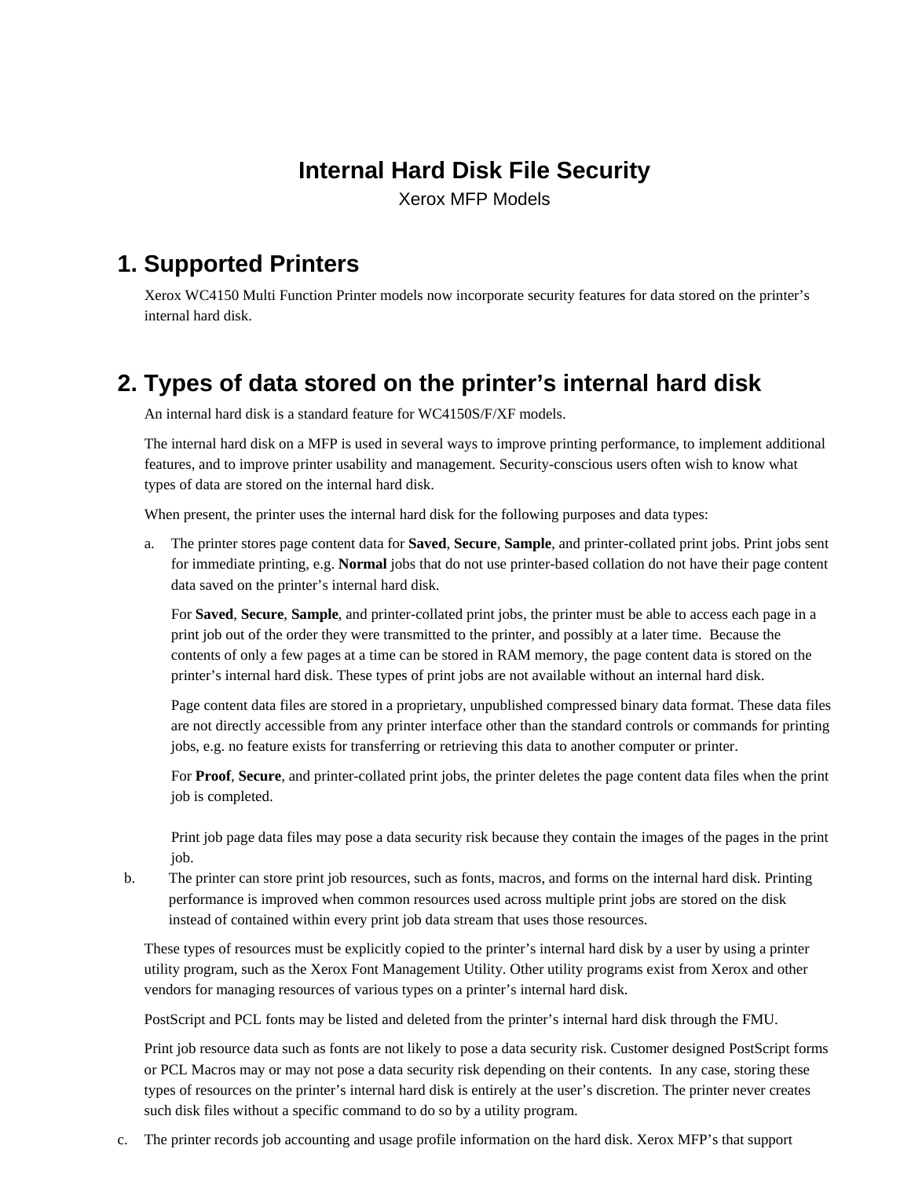# Internal Hard Disk File Security

Xerox MFP Models

## 1. Supported Printers

Xerox WC4150 Multi Function Printer models now incorporate security features for data stored on the printer's internal hard disk.

## 2. Types of data stored on the printer's internal hard disk

An internal hard disk is a standard feature for WC4150S/F/XF models.

The internal hard disk on a MFP is used in several ways to improve printing performance, to implement additional features, and to improve printer usability and management. Security-conscious users often wish to know what types of data are stored on the internal hard disk.

When present, the printer uses the internal hard disk for the following purposes and data types:

a. The printer stores page content data for **Saved**, **Secure**, **Sample**, and printer-collated print jobs. Print jobs sent for immediate printing, e.g. **Normal** jobs that do not use printer-based collation do not have their page content data saved on the printer's internal hard disk.

   For **Saved**, **Secure**, **Sample**, and printer-collated print jobs, the printer must be able to access each page in a print job out of the order they were transmitted to the printer, and possibly at a later time. Because the contents of only a few pages at a time can be stored in RAM memory, the page content data is stored on the printer's internal hard disk. These types of print jobs are not available without an internal hard disk.

   Page content data files are stored in a proprietary, unpublished compressed binary data format. These data files are not directly accessible from any printer interface other than the standard controls or commands for printing jobs, e.g. no feature exists for transferring or retrieving this data to another computer or printer.

   For **Proof**, **Secure**, and printer-collated print jobs, the printer deletes the page content data files when the print job is completed.

   Print job page data files may pose a data security risk because they contain the images of the pages in the print job.

b. The printer can store print job resources, such as fonts, macros, and forms on the internal hard disk. Printing performance is improved when common resources used across multiple print jobs are stored on the disk instead of contained within every print job data stream that uses those resources.

These types of resources must be explicitly copied to the printer's internal hard disk by a user by using a printer utility program, such as the Xerox Font Management Utility. Other utility programs exist from Xerox and other vendors for managing resources of various types on a printer's internal hard disk.

PostScript and PCL fonts may be listed and deleted from the printer's internal hard disk through the FMU.

Print job resource data such as fonts are not likely to pose a data security risk. Customer designed PostScript forms or PCL Macros may or may not pose a data security risk depending on their contents. In any case, storing these types of resources on the printer's internal hard disk is entirely at the user's discretion. The printer never creates such disk files without a specific command to do so by a utility program.

c. The printer records job accounting and usage profile information on the hard disk. Xerox MFP's that support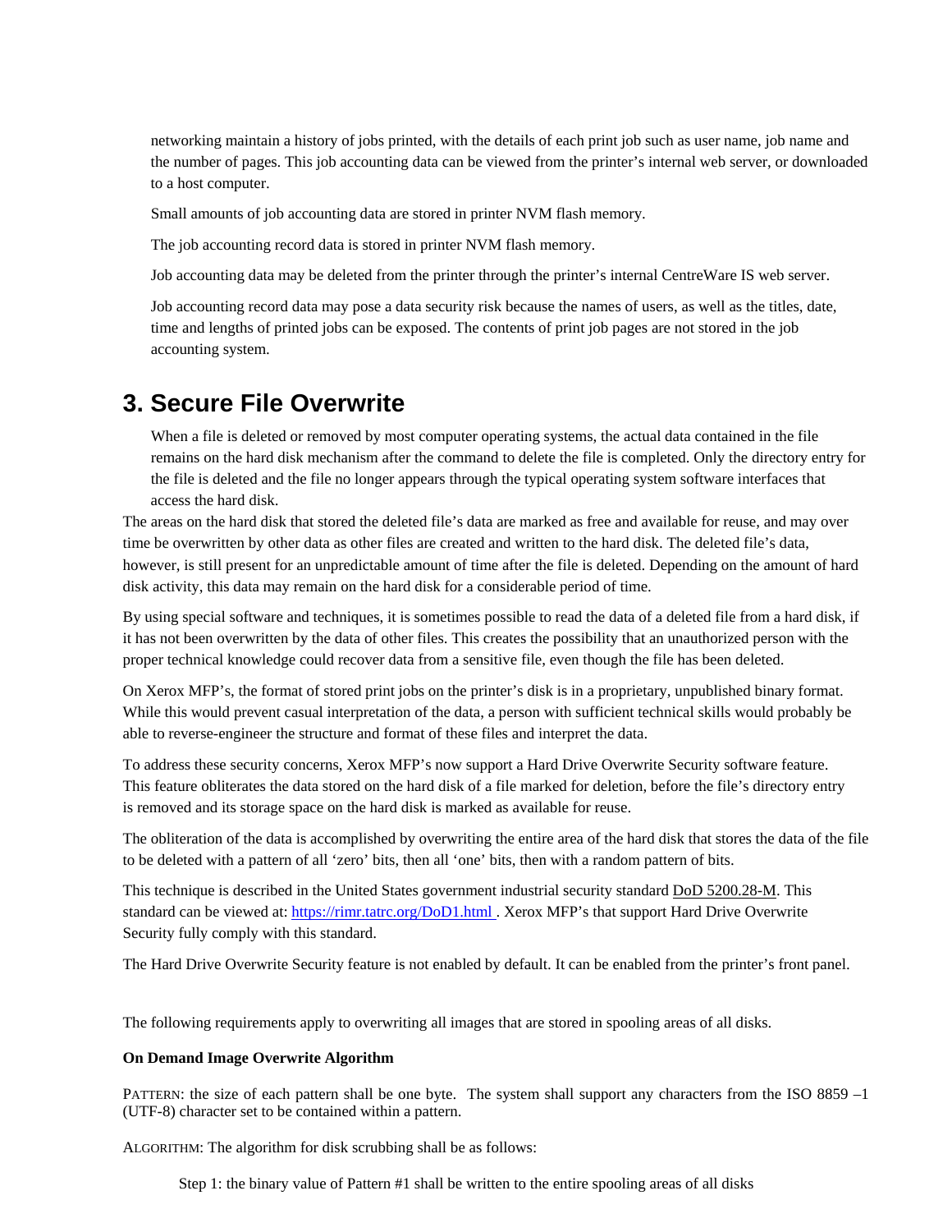networking maintain a history of jobs printed, with the details of each print job such as user name, job name and the number of pages. This job accounting data can be viewed from the printer's internal web server, or downloaded to a host computer.

Small amounts of job accounting data are stored in printer NVM flash memory.

The job accounting record data is stored in printer NVM flash memory.

Job accounting data may be deleted from the printer through the printer's internal CentreWare IS web server.

Job accounting record data may pose a data security risk because the names of users, as well as the titles, date, time and lengths of printed jobs can be exposed. The contents of print job pages are not stored in the job accounting system.

## 3. Secure File Overwrite

When a file is deleted or removed by most computer operating systems, the actual data contained in the file remains on the hard disk mechanism after the command to delete the file is completed. Only the directory entry for the file is deleted and the file no longer appears through the typical operating system software interfaces that access the hard disk.

The areas on the hard disk that stored the deleted file's data are marked as free and available for reuse, and may over time be overwritten by other data as other files are created and written to the hard disk. The deleted file's data, however, is still present for an unpredictable amount of time after the file is deleted. Depending on the amount of hard disk activity, this data may remain on the hard disk for a considerable period of time.

By using special software and techniques, it is sometimes possible to read the data of a deleted file from a hard disk, if it has not been overwritten by the data of other files. This creates the possibility that an unauthorized person with the proper technical knowledge could recover data from a sensitive file, even though the file has been deleted.

On Xerox MFP's, the format of stored print jobs on the printer's disk is in a proprietary, unpublished binary format. While this would prevent casual interpretation of the data, a person with sufficient technical skills would probably be able to reverse-engineer the structure and format of these files and interpret the data.

To address these security concerns, Xerox MFP's now support a Hard Drive Overwrite Security software feature. This feature obliterates the data stored on the hard disk of a file marked for deletion, before the file's directory entry is removed and its storage space on the hard disk is marked as available for reuse.

The obliteration of the data is accomplished by overwriting the entire area of the hard disk that stores the data of the file to be deleted with a pattern of all 'zero' bits, then all 'one' bits, then with a random pattern of bits.

This technique is described in the United States government industrial security standard DoD 5200.28-M. This standard can be viewed at: [https://rimr.tatrc.org/DoD1.html](https://rimr.tatrc.org/DoD1.html) . Xerox MFP's that support Hard Drive Overwrite Security fully comply with this standard.

The Hard Drive Overwrite Security feature is not enabled by default. It can be enabled from the printer's front panel.

The following requirements apply to overwriting all images that are stored in spooling areas of all disks.

**On Demand Image Overwrite Algorithm**

PATTERN: the size of each pattern shall be one byte. The system shall support any characters from the ISO 8859 –1 (UTF-8) character set to be contained within a pattern.

ALGORITHM: The algorithm for disk scrubbing shall be as follows:

Step 1: the binary value of Pattern #1 shall be written to the entire spooling areas of all disks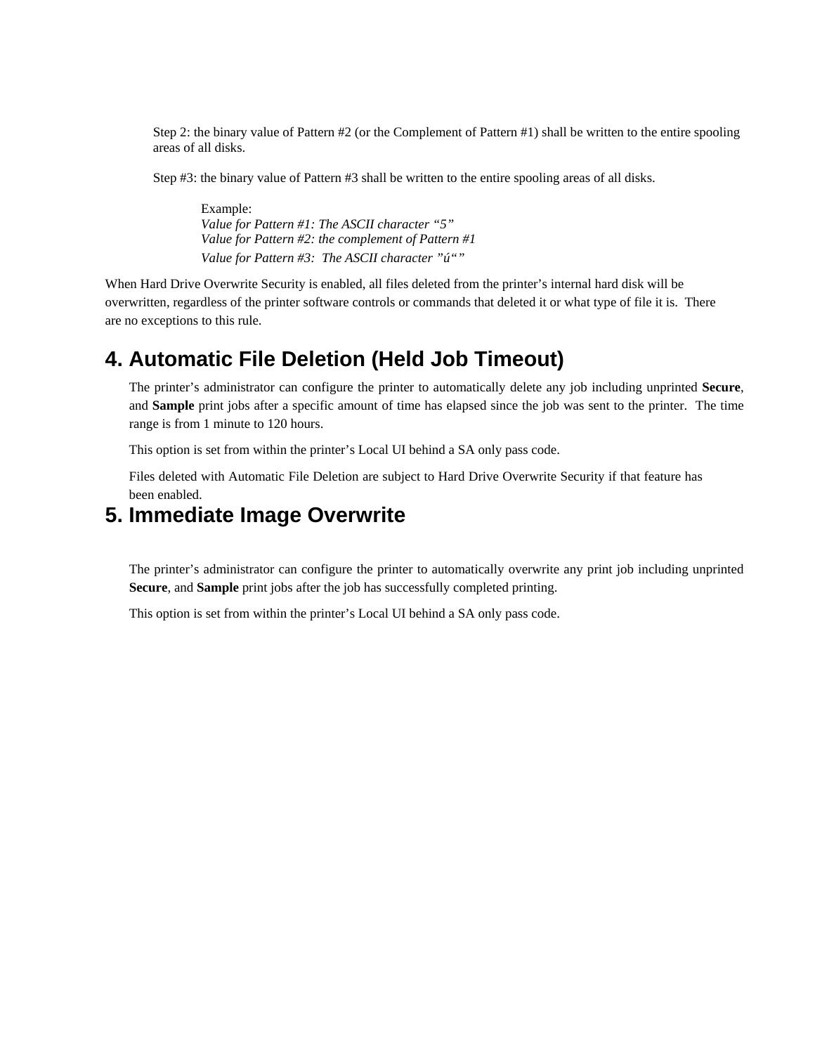Step 2: the binary value of Pattern #2 (or the Complement of Pattern #1) shall be written to the entire spooling areas of all disks.

Step #3: the binary value of Pattern #3 shall be written to the entire spooling areas of all disks.

Example:
*Value for Pattern #1: The ASCII character “5”*
*Value for Pattern #2: the complement of Pattern #1*
*Value for Pattern #3: The ASCII character ”ú“”*

When Hard Drive Overwrite Security is enabled, all files deleted from the printer’s internal hard disk will be overwritten, regardless of the printer software controls or commands that deleted it or what type of file it is. There are no exceptions to this rule.

## 4. Automatic File Deletion (Held Job Timeout)

The printer’s administrator can configure the printer to automatically delete any job including unprinted **Secure**, and **Sample** print jobs after a specific amount of time has elapsed since the job was sent to the printer. The time range is from 1 minute to 120 hours.

This option is set from within the printer’s Local UI behind a SA only pass code.

Files deleted with Automatic File Deletion are subject to Hard Drive Overwrite Security if that feature has been enabled.

## 5. Immediate Image Overwrite

The printer’s administrator can configure the printer to automatically overwrite any print job including unprinted **Secure**, and **Sample** print jobs after the job has successfully completed printing.

This option is set from within the printer’s Local UI behind a SA only pass code.